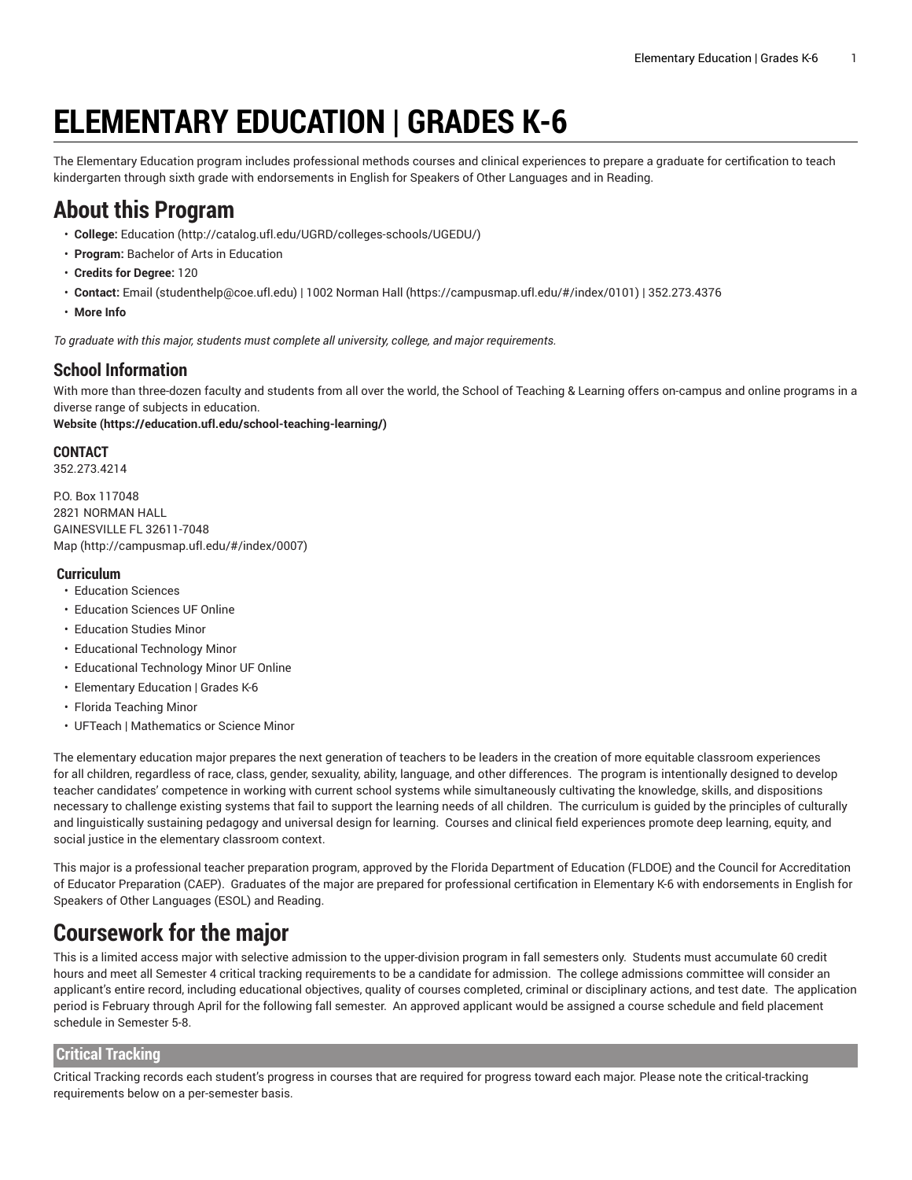# ELEMENTARY EDUCATION | GRADES K-6

The Elementary Education program includes professional methods courses and clinical experiences to prepare a graduate for certification to teach kindergarten through sixth grade with endorsements in English for Speakers of Other Languages and in Reading.

# About this Program

- **College:** Education (http://catalog.ufl.edu/UGRD/colleges-schools/UGEDU/)
- **Program:** Bachelor of Arts in Education
- **Credits for Degree:** 120
- **Contact:** Email (studenthelp@coe.ufl.edu) | 1002 Norman Hall (https://campusmap.ufl.edu/#/index/0101) | 352.273.4376
- **More Info**

*To graduate with this major, students must complete all university, college, and major requirements.*

## School Information

With more than three-dozen faculty and students from all over the world, the School of Teaching & Learning offers on-campus and online programs in a diverse range of subjects in education.
**Website (https://education.ufl.edu/school-teaching-learning/)**

### CONTACT

352.273.4214

P.O. Box 117048
2821 NORMAN HALL
GAINESVILLE FL 32611-7048
Map (http://campusmap.ufl.edu/#/index/0007)

### Curriculum

- Education Sciences
- Education Sciences UF Online
- Education Studies Minor
- Educational Technology Minor
- Educational Technology Minor UF Online
- Elementary Education | Grades K-6
- Florida Teaching Minor
- UFTeach | Mathematics or Science Minor

The elementary education major prepares the next generation of teachers to be leaders in the creation of more equitable classroom experiences for all children, regardless of race, class, gender, sexuality, ability, language, and other differences. The program is intentionally designed to develop teacher candidates' competence in working with current school systems while simultaneously cultivating the knowledge, skills, and dispositions necessary to challenge existing systems that fail to support the learning needs of all children. The curriculum is guided by the principles of culturally and linguistically sustaining pedagogy and universal design for learning. Courses and clinical field experiences promote deep learning, equity, and social justice in the elementary classroom context.

This major is a professional teacher preparation program, approved by the Florida Department of Education (FLDOE) and the Council for Accreditation of Educator Preparation (CAEP). Graduates of the major are prepared for professional certification in Elementary K-6 with endorsements in English for Speakers of Other Languages (ESOL) and Reading.

# Coursework for the major

This is a limited access major with selective admission to the upper-division program in fall semesters only. Students must accumulate 60 credit hours and meet all Semester 4 critical tracking requirements to be a candidate for admission. The college admissions committee will consider an applicant's entire record, including educational objectives, quality of courses completed, criminal or disciplinary actions, and test date. The application period is February through April for the following fall semester. An approved applicant would be assigned a course schedule and field placement schedule in Semester 5-8.

## Critical Tracking

Critical Tracking records each student's progress in courses that are required for progress toward each major. Please note the critical-tracking requirements below on a per-semester basis.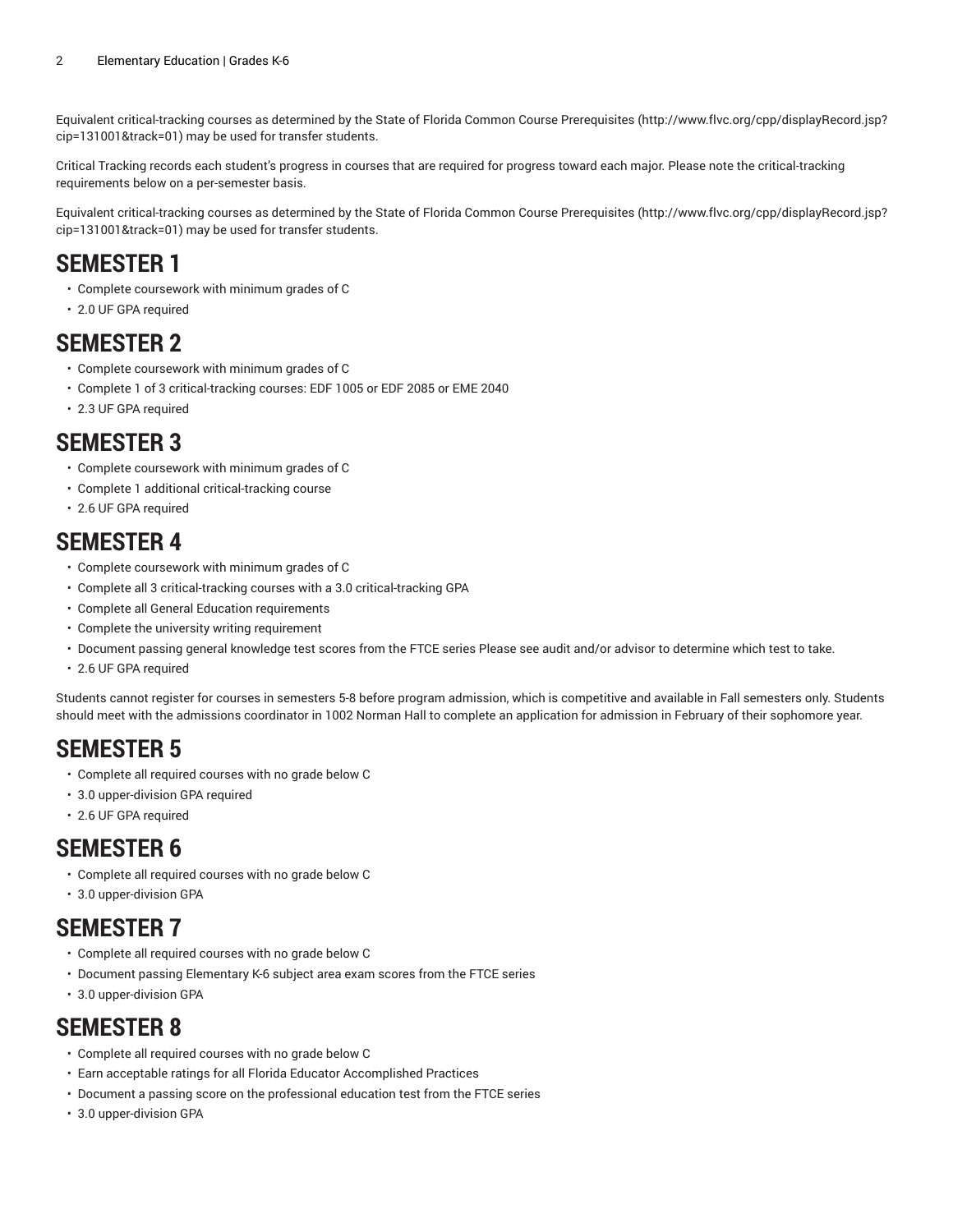Equivalent critical-tracking courses as determined by the State of Florida Common Course Prerequisites (http://www.flvc.org/cpp/displayRecord.jsp?cip=131001&track=01) may be used for transfer students.

Critical Tracking records each student's progress in courses that are required for progress toward each major. Please note the critical-tracking requirements below on a per-semester basis.

Equivalent critical-tracking courses as determined by the State of Florida Common Course Prerequisites (http://www.flvc.org/cpp/displayRecord.jsp?cip=131001&track=01) may be used for transfer students.

# SEMESTER 1

- Complete coursework with minimum grades of C
- 2.0 UF GPA required

# SEMESTER 2

- Complete coursework with minimum grades of C
- Complete 1 of 3 critical-tracking courses: EDF 1005 or EDF 2085 or EME 2040
- 2.3 UF GPA required

# SEMESTER 3

- Complete coursework with minimum grades of C
- Complete 1 additional critical-tracking course
- 2.6 UF GPA required

# SEMESTER 4

- Complete coursework with minimum grades of C
- Complete all 3 critical-tracking courses with a 3.0 critical-tracking GPA
- Complete all General Education requirements
- Complete the university writing requirement
- Document passing general knowledge test scores from the FTCE series Please see audit and/or advisor to determine which test to take.
- 2.6 UF GPA required

Students cannot register for courses in semesters 5-8 before program admission, which is competitive and available in Fall semesters only. Students should meet with the admissions coordinator in 1002 Norman Hall to complete an application for admission in February of their sophomore year.

# SEMESTER 5

- Complete all required courses with no grade below C
- 3.0 upper-division GPA required
- 2.6 UF GPA required

# SEMESTER 6

- Complete all required courses with no grade below C
- 3.0 upper-division GPA

# SEMESTER 7

- Complete all required courses with no grade below C
- Document passing Elementary K-6 subject area exam scores from the FTCE series
- 3.0 upper-division GPA

# SEMESTER 8

- Complete all required courses with no grade below C
- Earn acceptable ratings for all Florida Educator Accomplished Practices
- Document a passing score on the professional education test from the FTCE series
- 3.0 upper-division GPA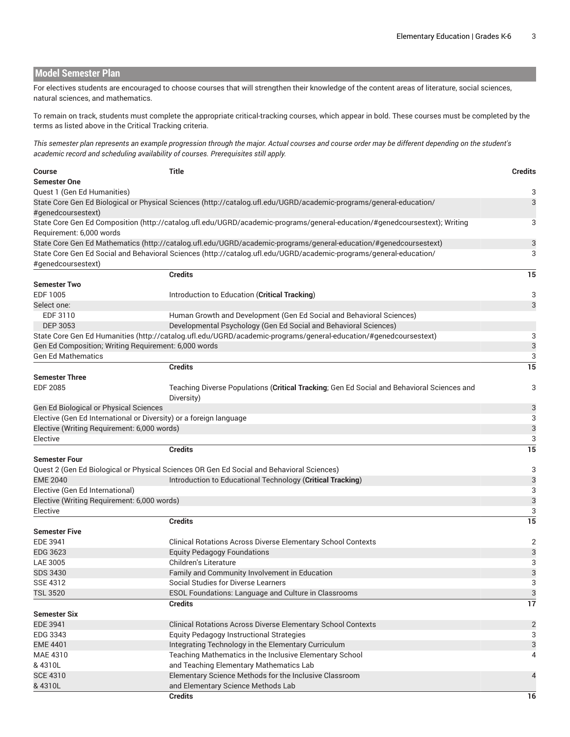## Model Semester Plan

For electives students are encouraged to choose courses that will strengthen their knowledge of the content areas of literature, social sciences, natural sciences, and mathematics.

To remain on track, students must complete the appropriate critical-tracking courses, which appear in bold. These courses must be completed by the terms as listed above in the Critical Tracking criteria.

*This semester plan represents an example progression through the major. Actual courses and course order may be different depending on the student's academic record and scheduling availability of courses. Prerequisites still apply.*

| Course | Title | Credits |
|---|---|---|
| **Semester One** | | |
| Quest 1 (Gen Ed Humanities) | | 3 |
| State Core Gen Ed Biological or Physical Sciences (http://catalog.ufl.edu/UGRD/academic-programs/general-education/#genedcoursestext) | | 3 |
| State Core Gen Ed Composition (http://catalog.ufl.edu/UGRD/academic-programs/general-education/#genedcoursestext); Writing Requirement: 6,000 words | | 3 |
| State Core Gen Ed Mathematics (http://catalog.ufl.edu/UGRD/academic-programs/general-education/#genedcoursestext) | | 3 |
| State Core Gen Ed Social and Behavioral Sciences (http://catalog.ufl.edu/UGRD/academic-programs/general-education/#genedcoursestext) | | 3 |
| | **Credits** | **15** |
| **Semester Two** | | |
| EDF 1005 | Introduction to Education (**Critical Tracking**) | 3 |
| Select one: | | 3 |
| EDF 3110 | Human Growth and Development (Gen Ed Social and Behavioral Sciences) | |
| DEP 3053 | Developmental Psychology (Gen Ed Social and Behavioral Sciences) | |
| State Core Gen Ed Humanities (http://catalog.ufl.edu/UGRD/academic-programs/general-education/#genedcoursestext) | | 3 |
| Gen Ed Composition; Writing Requirement: 6,000 words | | 3 |
| Gen Ed Mathematics | | 3 |
| | **Credits** | **15** |
| **Semester Three** | | |
| EDF 2085 | Teaching Diverse Populations (**Critical Tracking**; Gen Ed Social and Behavioral Sciences and Diversity) | 3 |
| Gen Ed Biological or Physical Sciences | | 3 |
| Elective (Gen Ed International or Diversity) or a foreign language | | 3 |
| Elective (Writing Requirement: 6,000 words) | | 3 |
| Elective | | 3 |
| | **Credits** | **15** |
| **Semester Four** | | |
| Quest 2 (Gen Ed Biological or Physical Sciences OR Gen Ed Social and Behavioral Sciences) | | 3 |
| EME 2040 | Introduction to Educational Technology (**Critical Tracking**) | 3 |
| Elective (Gen Ed International) | | 3 |
| Elective (Writing Requirement: 6,000 words) | | 3 |
| Elective | | 3 |
| | **Credits** | **15** |
| **Semester Five** | | |
| EDE 3941 | Clinical Rotations Across Diverse Elementary School Contexts | 2 |
| EDG 3623 | Equity Pedagogy Foundations | 3 |
| LAE 3005 | Children's Literature | 3 |
| SDS 3430 | Family and Community Involvement in Education | 3 |
| SSE 4312 | Social Studies for Diverse Learners | 3 |
| TSL 3520 | ESOL Foundations: Language and Culture in Classrooms | 3 |
| | **Credits** | **17** |
| **Semester Six** | | |
| EDE 3941 | Clinical Rotations Across Diverse Elementary School Contexts | 2 |
| EDG 3343 | Equity Pedagogy Instructional Strategies | 3 |
| EME 4401 | Integrating Technology in the Elementary Curriculum | 3 |
| MAE 4310 & 4310L | Teaching Mathematics in the Inclusive Elementary School and Teaching Elementary Mathematics Lab | 4 |
| SCE 4310 & 4310L | Elementary Science Methods for the Inclusive Classroom and Elementary Science Methods Lab | 4 |
| | **Credits** | **16** |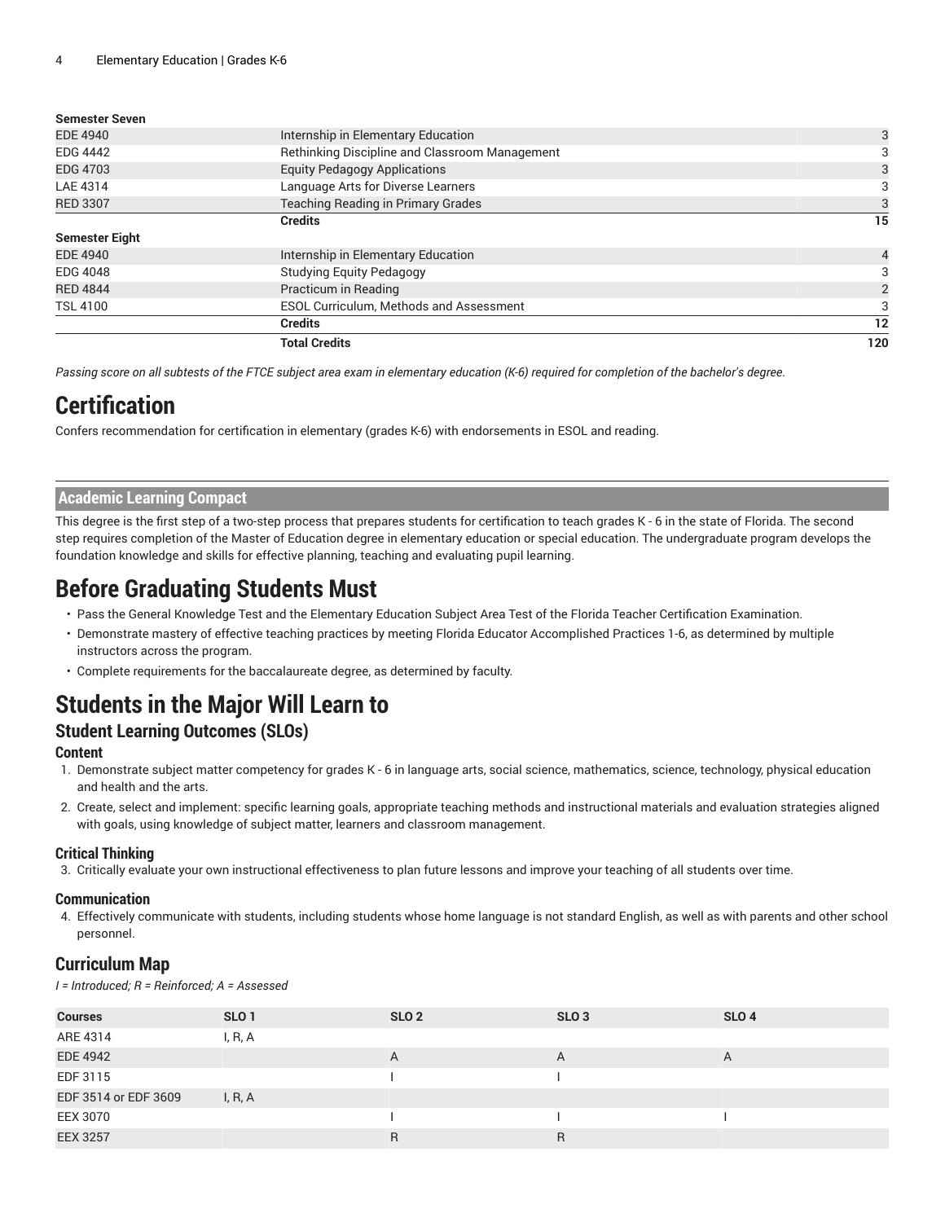| | | |
|---|---|---|
| **Semester Seven** | | |
| EDE 4940 | Internship in Elementary Education | 3 |
| EDG 4442 | Rethinking Discipline and Classroom Management | 3 |
| EDG 4703 | Equity Pedagogy Applications | 3 |
| LAE 4314 | Language Arts for Diverse Learners | 3 |
| RED 3307 | Teaching Reading in Primary Grades | 3 |
| | **Credits** | **15** |
| **Semester Eight** | | |
| EDE 4940 | Internship in Elementary Education | 4 |
| EDG 4048 | Studying Equity Pedagogy | 3 |
| RED 4844 | Practicum in Reading | 2 |
| TSL 4100 | ESOL Curriculum, Methods and Assessment | 3 |
| | **Credits** | **12** |
| | **Total Credits** | **120** |

*Passing score on all subtests of the FTCE subject area exam in elementary education (K-6) required for completion of the bachelor's degree.*

# Certification

Confers recommendation for certification in elementary (grades K-6) with endorsements in ESOL and reading.

## Academic Learning Compact

This degree is the first step of a two-step process that prepares students for certification to teach grades K - 6 in the state of Florida. The second step requires completion of the Master of Education degree in elementary education or special education. The undergraduate program develops the foundation knowledge and skills for effective planning, teaching and evaluating pupil learning.

# Before Graduating Students Must

- Pass the General Knowledge Test and the Elementary Education Subject Area Test of the Florida Teacher Certification Examination.
- Demonstrate mastery of effective teaching practices by meeting Florida Educator Accomplished Practices 1-6, as determined by multiple instructors across the program.
- Complete requirements for the baccalaureate degree, as determined by faculty.

# Students in the Major Will Learn to

## Student Learning Outcomes (SLOs)

### Content

1. Demonstrate subject matter competency for grades K - 6 in language arts, social science, mathematics, science, technology, physical education and health and the arts.
2. Create, select and implement: specific learning goals, appropriate teaching methods and instructional materials and evaluation strategies aligned with goals, using knowledge of subject matter, learners and classroom management.

### Critical Thinking

3. Critically evaluate your own instructional effectiveness to plan future lessons and improve your teaching of all students over time.

### Communication

4. Effectively communicate with students, including students whose home language is not standard English, as well as with parents and other school personnel.

## Curriculum Map

*I = Introduced; R = Reinforced; A = Assessed*

| Courses | SLO 1 | SLO 2 | SLO 3 | SLO 4 |
|---|---|---|---|---|
| ARE 4314 | I, R, A | | | |
| EDE 4942 | | A | A | A |
| EDF 3115 | | I | I | |
| EDF 3514 or EDF 3609 | I, R, A | | | |
| EEX 3070 | | I | I | I |
| EEX 3257 | | R | R | |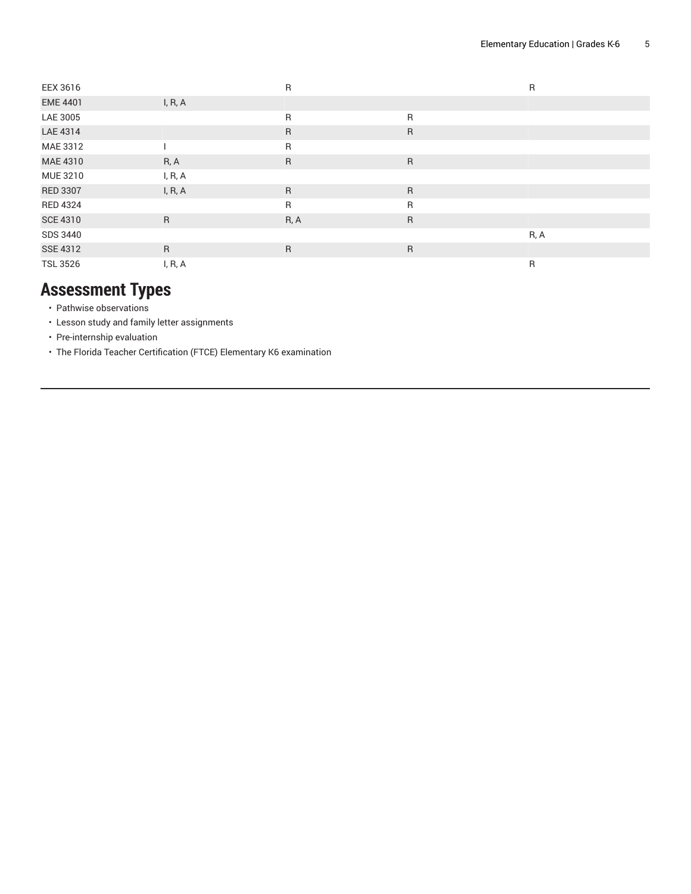| | | | | |
|---|---|---|---|---|
| EEX 3616 | | R | | R |
| EME 4401 | I, R, A | | | |
| LAE 3005 | | R | R | |
| LAE 4314 | | R | R | |
| MAE 3312 | I | R | | |
| MAE 4310 | R, A | R | R | |
| MUE 3210 | I, R, A | | | |
| RED 3307 | I, R, A | R | R | |
| RED 4324 | | R | R | |
| SCE 4310 | R | R, A | R | |
| SDS 3440 | | | | R, A |
| SSE 4312 | R | R | R | |
| TSL 3526 | I, R, A | | | R |

## Assessment Types

- Pathwise observations
- Lesson study and family letter assignments
- Pre-internship evaluation
- The Florida Teacher Certification (FTCE) Elementary K6 examination